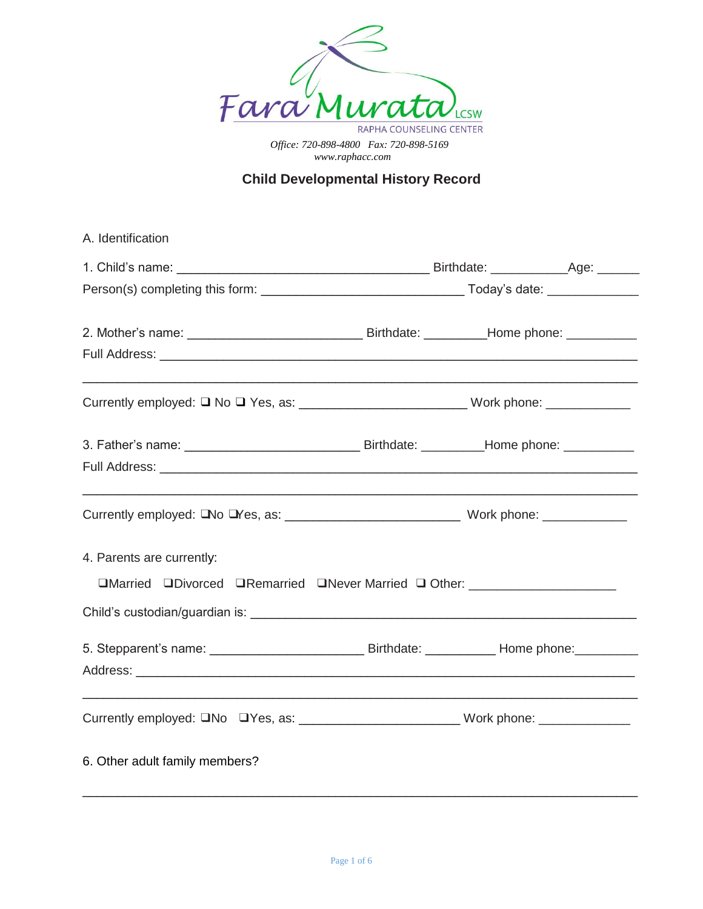Fara Murata LCSW
RAPHA COUNSELING CENTER

*Office: 720-898-4800 Fax: 720-898-5169*
*www.raphacc.com*

## Child Developmental History Record

A. Identification

1. Child's name: ___________________________________ Birthdate: ___________Age: ______

Person(s) completing this form: ____________________________ Today's date: _____________

2. Mother's name: ________________________ Birthdate: _________Home phone: __________

Full Address: ______________________________________________________________________

___________________________________________________________________________________

Currently employed: ❑ No ❑ Yes, as: _______________________ Work phone: ____________

3. Father's name: ________________________ Birthdate: _________Home phone: __________

Full Address: ______________________________________________________________________

___________________________________________________________________________________

Currently employed: ❑No ❑Yes, as: ________________________ Work phone: ____________

4. Parents are currently:

❑Married ❑Divorced ❑Remarried ❑Never Married ❑ Other: ____________________

Child's custodian/guardian is: ______________________________________________________

5. Stepparent's name: _____________________ Birthdate: __________ Home phone:_________

Address: __________________________________________________________________________

___________________________________________________________________________________

Currently employed: ❑No ❑Yes, as: ______________________ Work phone: _____________

6. Other adult family members?

___________________________________________________________________________________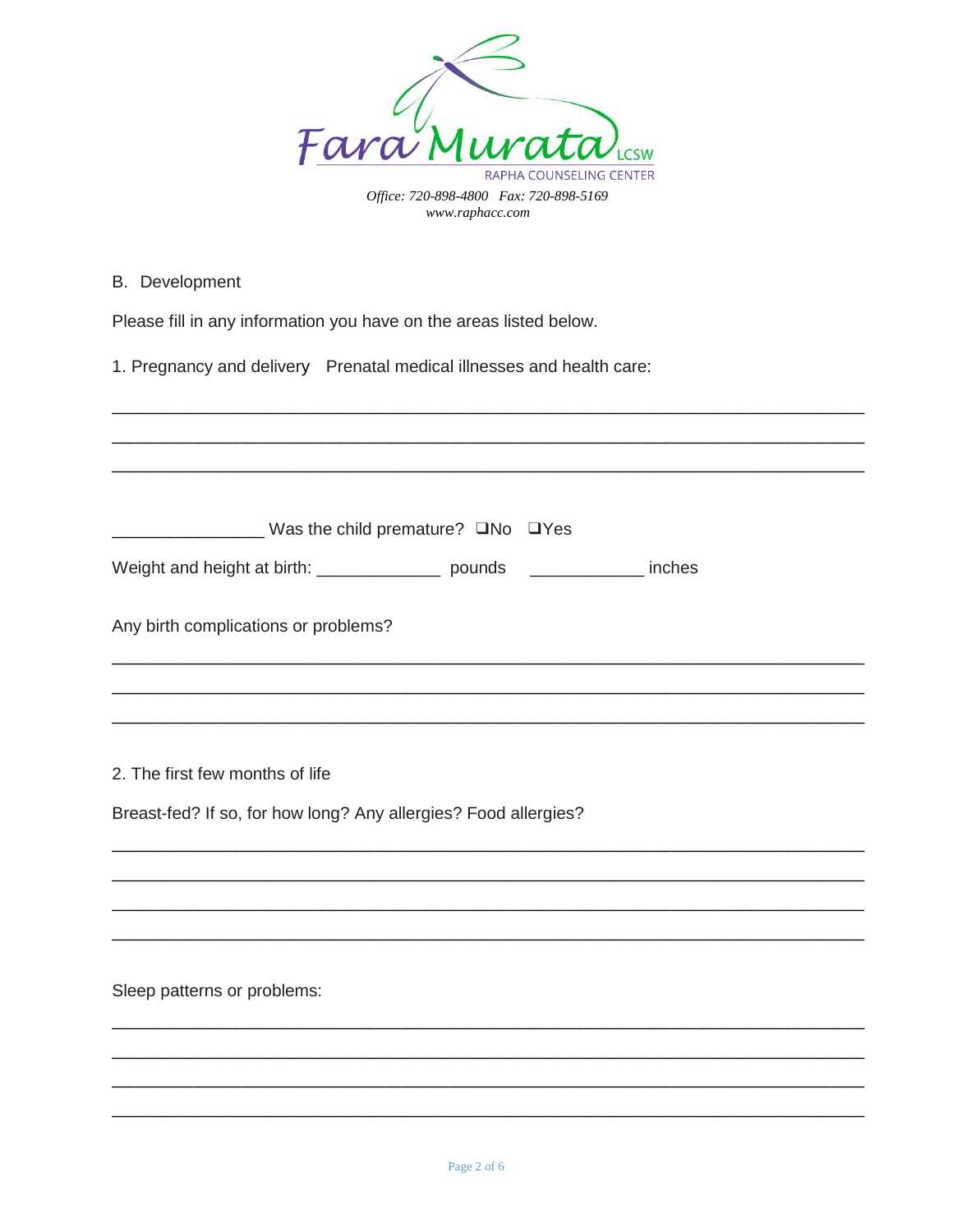Fara Murata LCSW
RAPHA COUNSELING CENTER

*Office: 720-898-4800 Fax: 720-898-5169*
*www.raphacc.com*

B. Development

Please fill in any information you have on the areas listed below.

1. Pregnancy and delivery Prenatal medical illnesses and health care:

_______________________________________________________________________________

_______________________________________________________________________________

_______________________________________________________________________________

________________ Was the child premature? ❑No ❑Yes

Weight and height at birth: _____________ pounds ____________ inches

Any birth complications or problems?

_______________________________________________________________________________

_______________________________________________________________________________

_______________________________________________________________________________

2. The first few months of life

Breast-fed? If so, for how long? Any allergies? Food allergies?

_______________________________________________________________________________

_______________________________________________________________________________

_______________________________________________________________________________

_______________________________________________________________________________

Sleep patterns or problems:

_______________________________________________________________________________

_______________________________________________________________________________

_______________________________________________________________________________

_______________________________________________________________________________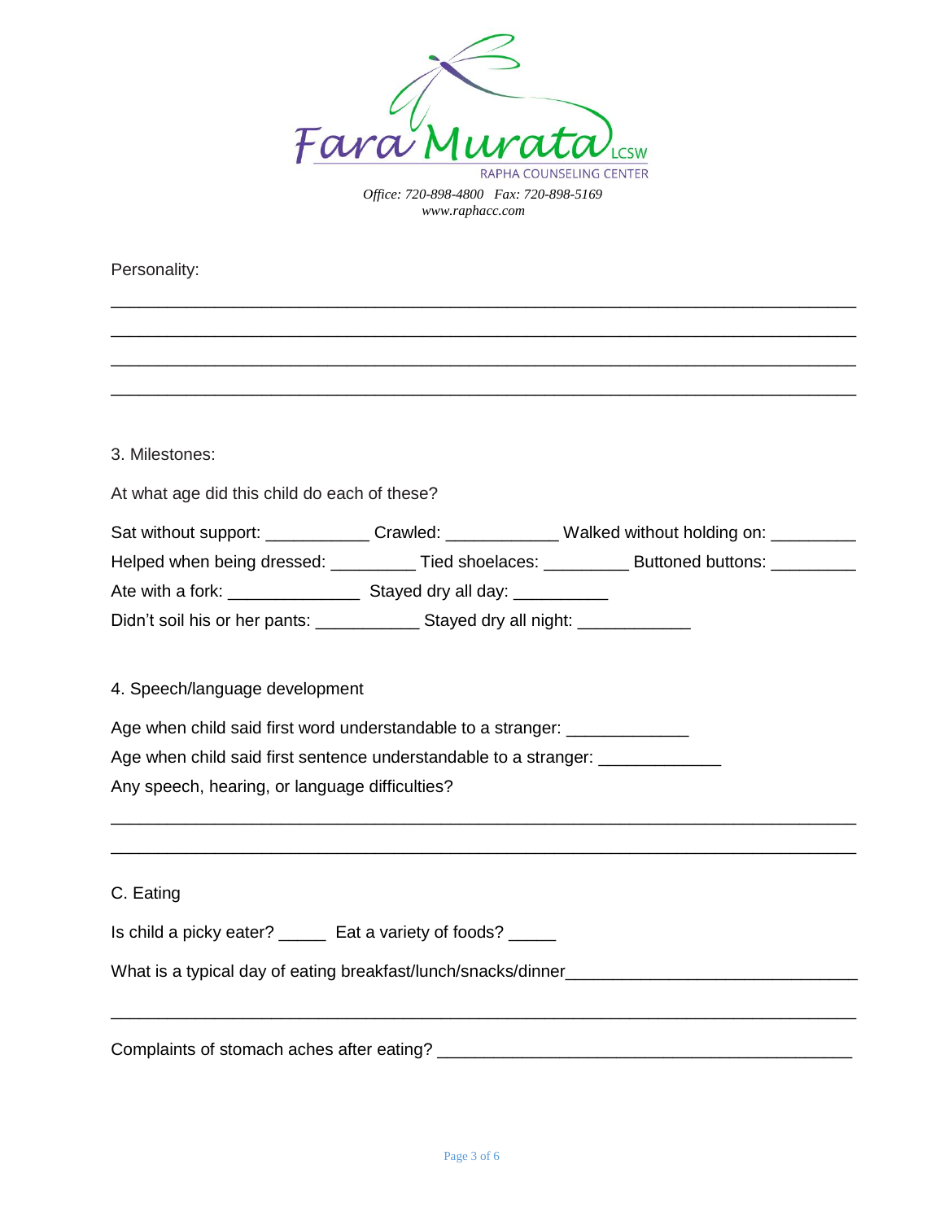Fara Murata LCSW
RAPHA COUNSELING CENTER

*Office: 720-898-4800 Fax: 720-898-5169*
*www.raphacc.com*

Personality:

________________________________________________________________________

________________________________________________________________________

________________________________________________________________________

________________________________________________________________________

3. Milestones:

At what age did this child do each of these?

Sat without support: ___________ Crawled: ____________ Walked without holding on: _________

Helped when being dressed: _________ Tied shoelaces: _________ Buttoned buttons: _________

Ate with a fork: ______________ Stayed dry all day: __________

Didn't soil his or her pants: ___________ Stayed dry all night: ____________

4. Speech/language development

Age when child said first word understandable to a stranger: _____________

Age when child said first sentence understandable to a stranger: _____________

Any speech, hearing, or language difficulties?

________________________________________________________________________

________________________________________________________________________

C. Eating

Is child a picky eater? _____ Eat a variety of foods? _____

What is a typical day of eating breakfast/lunch/snacks/dinner______________________________

________________________________________________________________________

Complaints of stomach aches after eating? ______________________________________________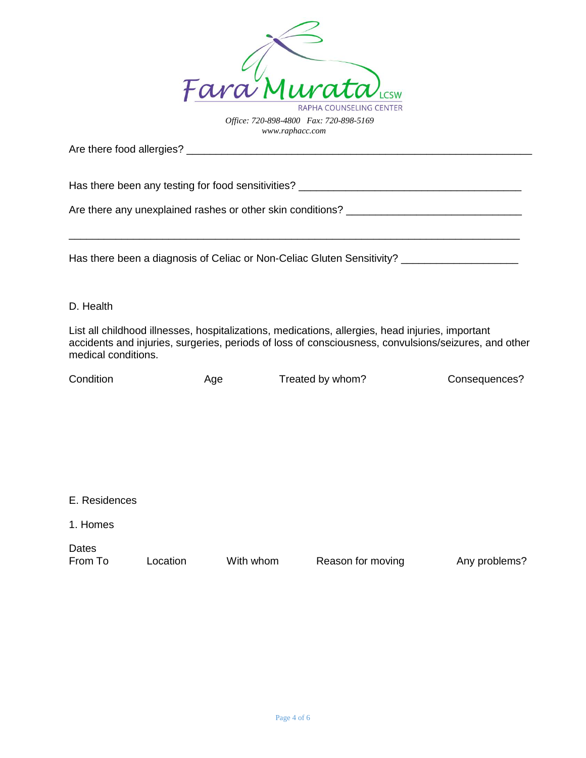Fara Murata LCSW
RAPHA COUNSELING CENTER

*Office: 720-898-4800 Fax: 720-898-5169*
*www.raphacc.com*

Are there food allergies? ___________________________________________________________

Has there been any testing for food sensitivities? ________________________________________

Are there any unexplained rashes or other skin conditions? __________________________________

_____________________________________________________________________________

Has there been a diagnosis of Celiac or Non-Celiac Gluten Sensitivity? ___________________

D. Health

List all childhood illnesses, hospitalizations, medications, allergies, head injuries, important accidents and injuries, surgeries, periods of loss of consciousness, convulsions/seizures, and other medical conditions.

| Condition | Age | Treated by whom? | Consequences? |
|---|---|---|---|
| | | | |

E. Residences

1. Homes

| Dates From To | Location | With whom | Reason for moving | Any problems? |
|---|---|---|---|---|
| | | | | |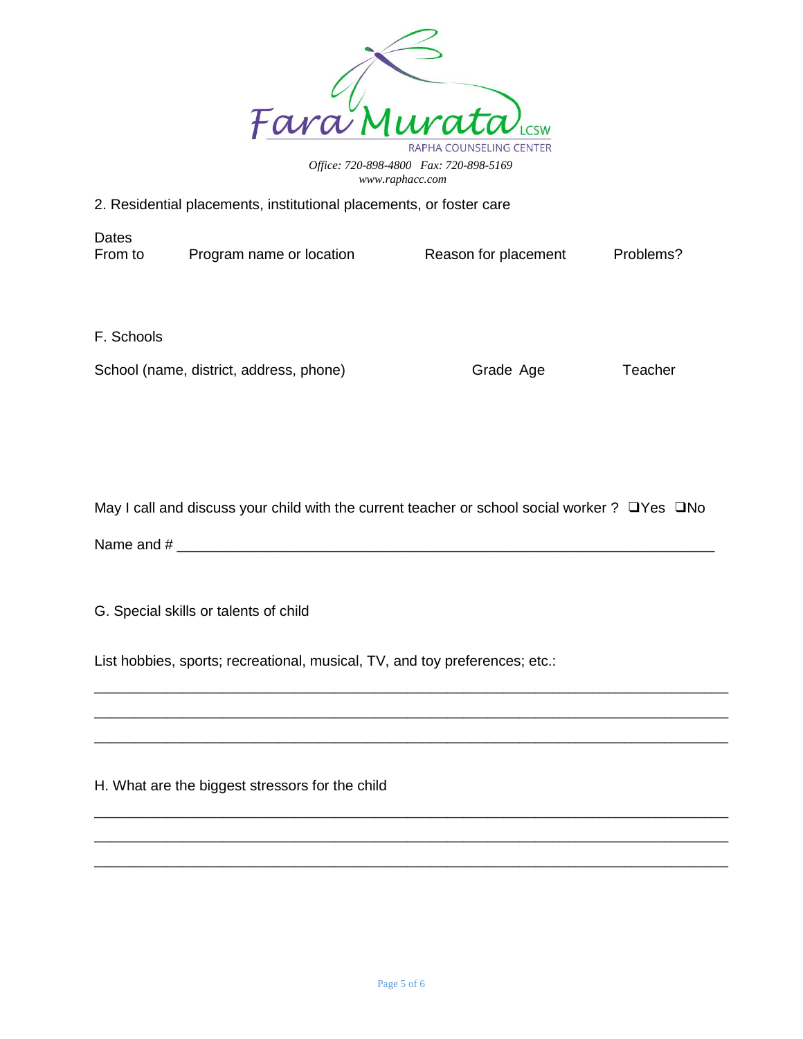Fara Murata LCSW
RAPHA COUNSELING CENTER

*Office: 720-898-4800 Fax: 720-898-5169*
*www.raphacc.com*

2. Residential placements, institutional placements, or foster care

| Dates From to | Program name or location | Reason for placement | Problems? |
|---|---|---|---|
| | | | |

F. Schools

| School (name, district, address, phone) | Grade | Age | Teacher |
|---|---|---|---|
| | | | |

May I call and discuss your child with the current teacher or school social worker ? ❑Yes ❑No

Name and # ______________________________________________________________________

G. Special skills or talents of child

List hobbies, sports; recreational, musical, TV, and toy preferences; etc.:

___________________________________________________________________________

___________________________________________________________________________

___________________________________________________________________________

H. What are the biggest stressors for the child

___________________________________________________________________________

___________________________________________________________________________

___________________________________________________________________________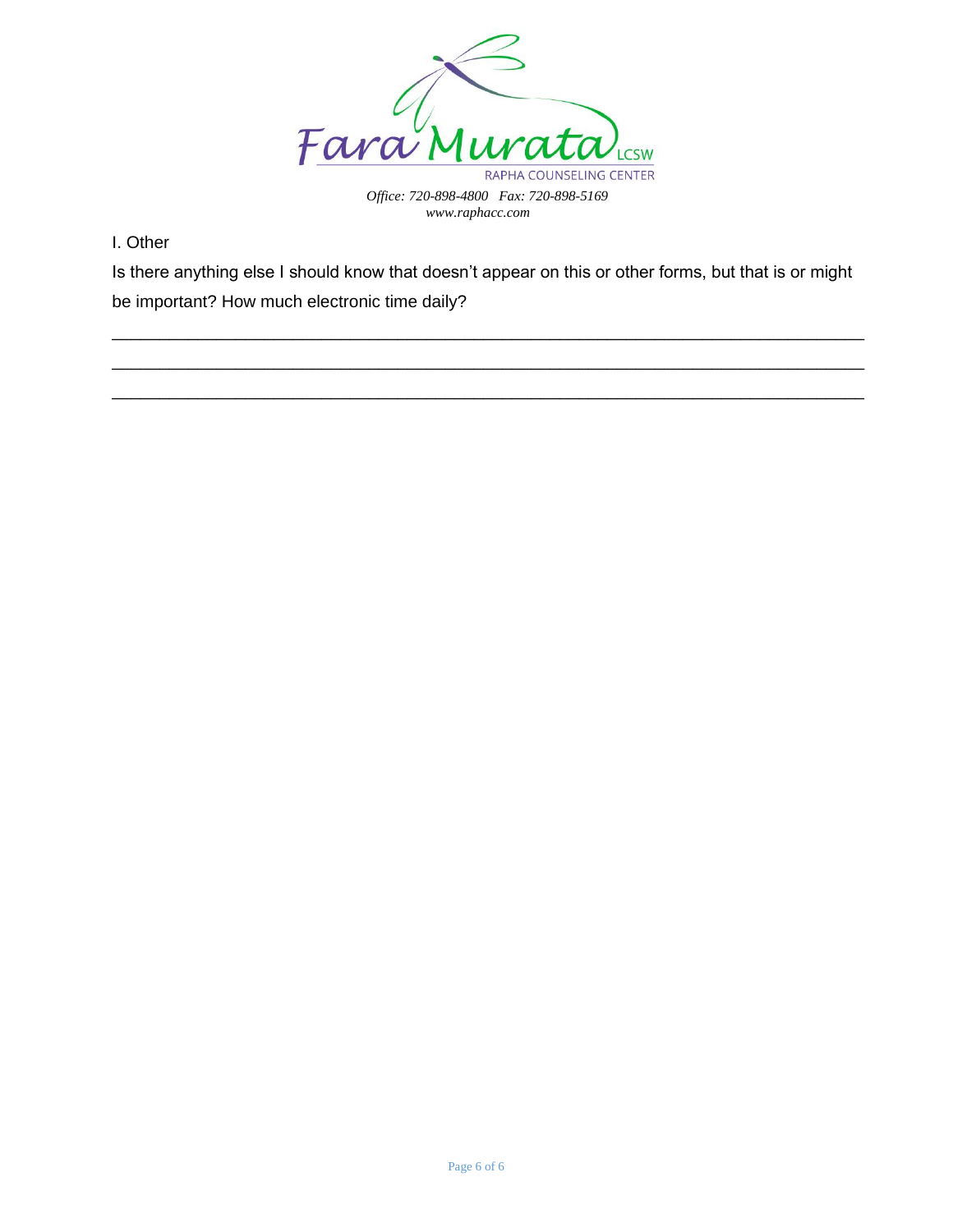Fara Murata LCSW

RAPHA COUNSELING CENTER

*Office: 720-898-4800 Fax: 720-898-5169*
*www.raphacc.com*

I. Other

Is there anything else I should know that doesn't appear on this or other forms, but that is or might be important? How much electronic time daily?

_______________________________________________________________________________

_______________________________________________________________________________

_______________________________________________________________________________